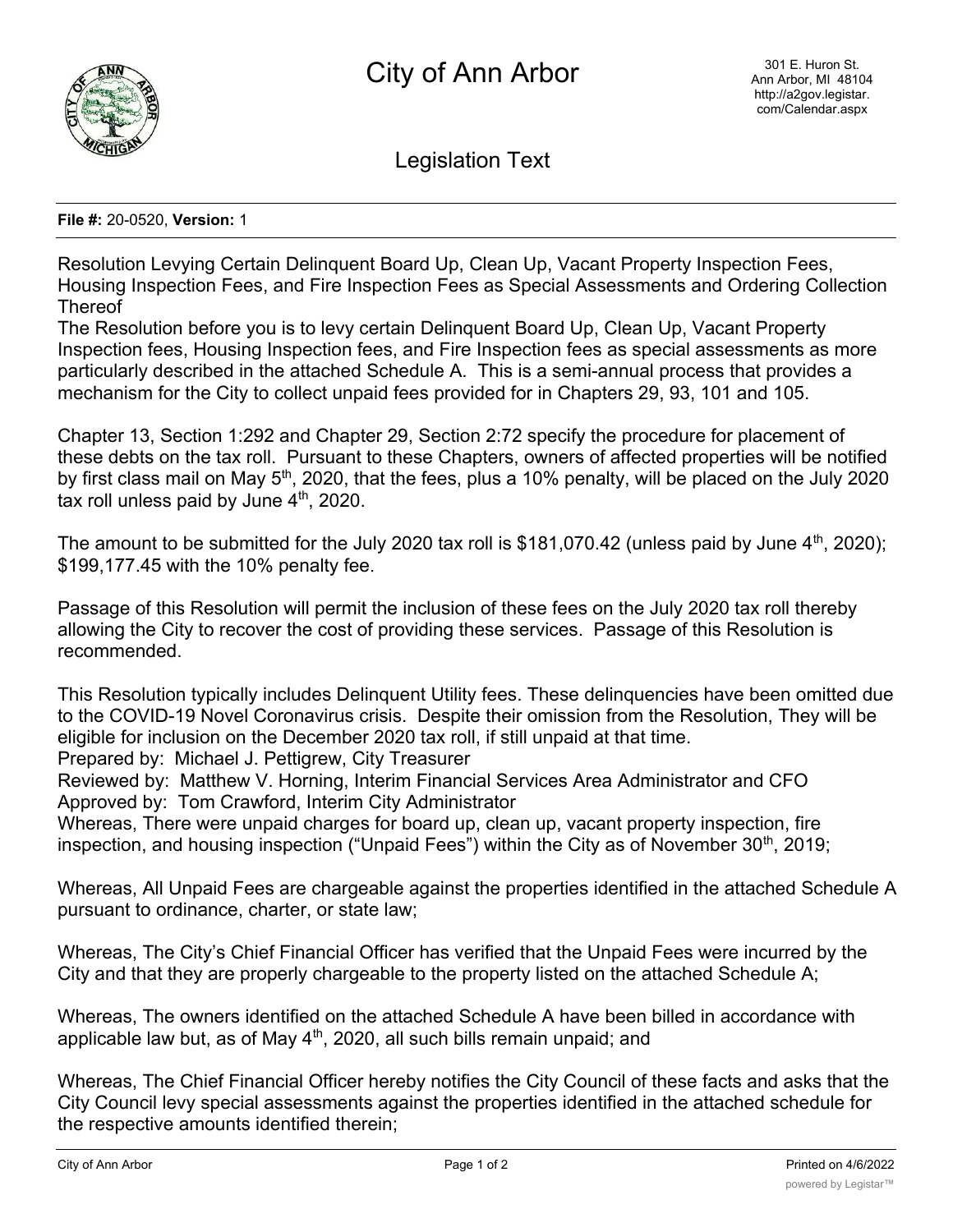# City of Ann Arbor

301 E. Huron St.
Ann Arbor, MI 48104
http://a2gov.legistar.com/Calendar.aspx

## Legislation Text

**File #:** 20-0520, **Version:** 1

Resolution Levying Certain Delinquent Board Up, Clean Up, Vacant Property Inspection Fees, Housing Inspection Fees, and Fire Inspection Fees as Special Assessments and Ordering Collection Thereof

The Resolution before you is to levy certain Delinquent Board Up, Clean Up, Vacant Property Inspection fees, Housing Inspection fees, and Fire Inspection fees as special assessments as more particularly described in the attached Schedule A. This is a semi-annual process that provides a mechanism for the City to collect unpaid fees provided for in Chapters 29, 93, 101 and 105.

Chapter 13, Section 1:292 and Chapter 29, Section 2:72 specify the procedure for placement of these debts on the tax roll. Pursuant to these Chapters, owners of affected properties will be notified by first class mail on May 5th, 2020, that the fees, plus a 10% penalty, will be placed on the July 2020 tax roll unless paid by June 4th, 2020.

The amount to be submitted for the July 2020 tax roll is $181,070.42 (unless paid by June 4th, 2020); $199,177.45 with the 10% penalty fee.

Passage of this Resolution will permit the inclusion of these fees on the July 2020 tax roll thereby allowing the City to recover the cost of providing these services. Passage of this Resolution is recommended.

This Resolution typically includes Delinquent Utility fees. These delinquencies have been omitted due to the COVID-19 Novel Coronavirus crisis. Despite their omission from the Resolution, They will be eligible for inclusion on the December 2020 tax roll, if still unpaid at that time.

Prepared by: Michael J. Pettigrew, City Treasurer
Reviewed by: Matthew V. Horning, Interim Financial Services Area Administrator and CFO
Approved by: Tom Crawford, Interim City Administrator

Whereas, There were unpaid charges for board up, clean up, vacant property inspection, fire inspection, and housing inspection ("Unpaid Fees") within the City as of November 30th, 2019;

Whereas, All Unpaid Fees are chargeable against the properties identified in the attached Schedule A pursuant to ordinance, charter, or state law;

Whereas, The City's Chief Financial Officer has verified that the Unpaid Fees were incurred by the City and that they are properly chargeable to the property listed on the attached Schedule A;

Whereas, The owners identified on the attached Schedule A have been billed in accordance with applicable law but, as of May 4th, 2020, all such bills remain unpaid; and

Whereas, The Chief Financial Officer hereby notifies the City Council of these facts and asks that the City Council levy special assessments against the properties identified in the attached schedule for the respective amounts identified therein;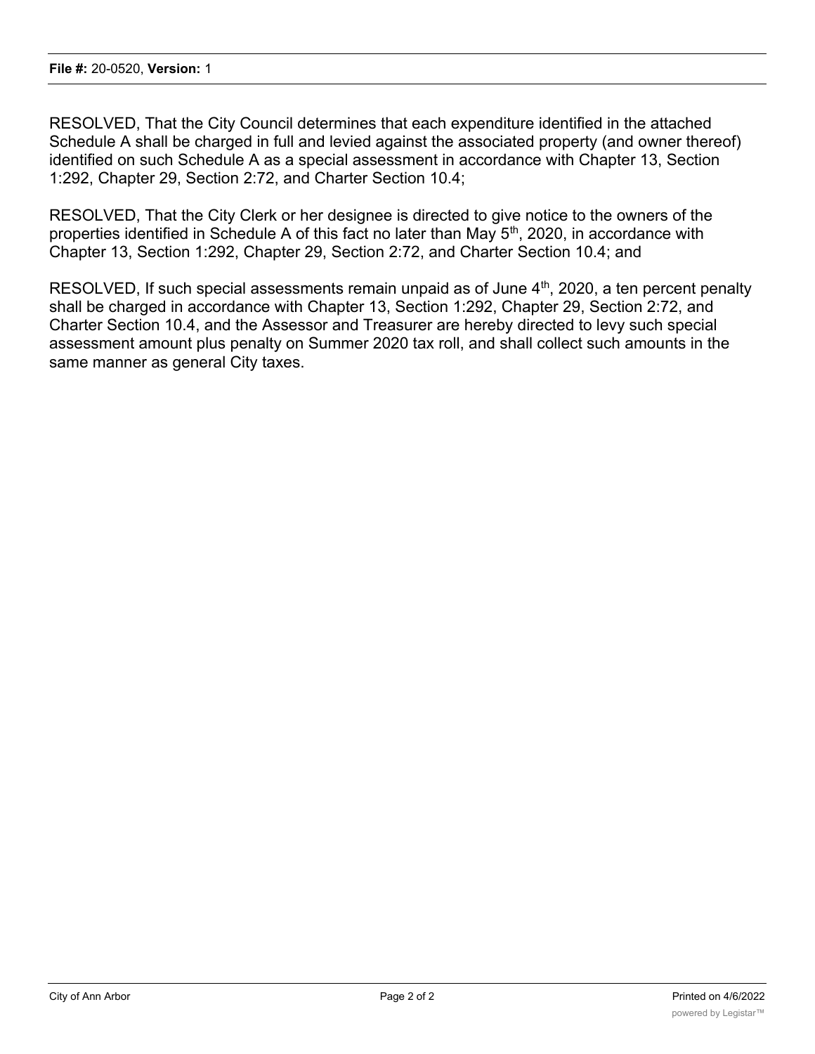RESOLVED, That the City Council determines that each expenditure identified in the attached Schedule A shall be charged in full and levied against the associated property (and owner thereof) identified on such Schedule A as a special assessment in accordance with Chapter 13, Section 1:292, Chapter 29, Section 2:72, and Charter Section 10.4;

RESOLVED, That the City Clerk or her designee is directed to give notice to the owners of the properties identified in Schedule A of this fact no later than May 5th, 2020, in accordance with Chapter 13, Section 1:292, Chapter 29, Section 2:72, and Charter Section 10.4; and

RESOLVED, If such special assessments remain unpaid as of June 4th, 2020, a ten percent penalty shall be charged in accordance with Chapter 13, Section 1:292, Chapter 29, Section 2:72, and Charter Section 10.4, and the Assessor and Treasurer are hereby directed to levy such special assessment amount plus penalty on Summer 2020 tax roll, and shall collect such amounts in the same manner as general City taxes.